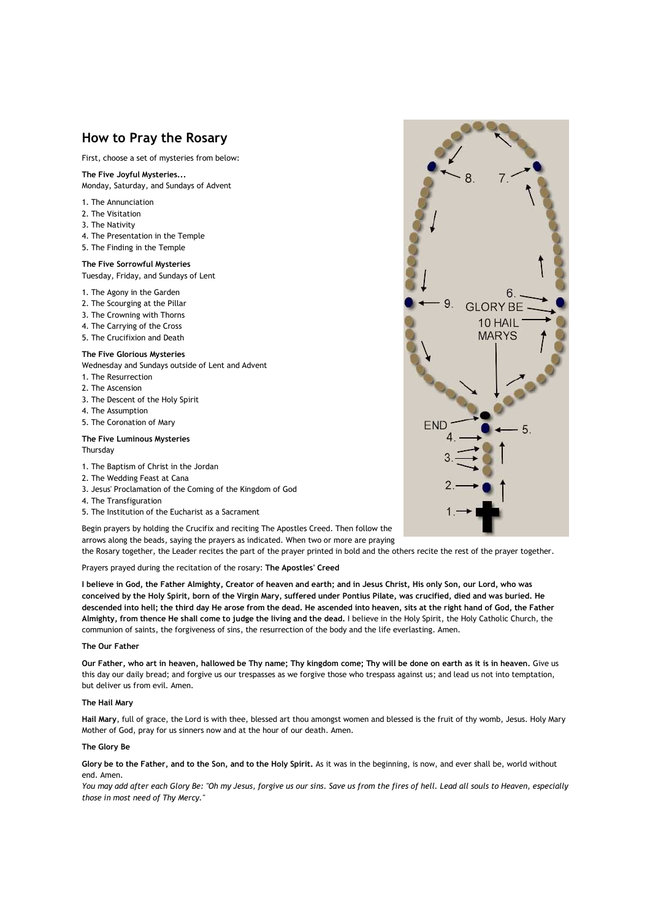## How to Pray the Rosary

First, choose a set of mysteries from below:

**The Five Joyful Mysteries...**
Monday, Saturday, and Sundays of Advent

1. The Annunciation
2. The Visitation
3. The Nativity
4. The Presentation in the Temple
5. The Finding in the Temple

**The Five Sorrowful Mysteries**
Tuesday, Friday, and Sundays of Lent

1. The Agony in the Garden
2. The Scourging at the Pillar
3. The Crowning with Thorns
4. The Carrying of the Cross
5. The Crucifixion and Death

**The Five Glorious Mysteries**
Wednesday and Sundays outside of Lent and Advent

1. The Resurrection
2. The Ascension
3. The Descent of the Holy Spirit
4. The Assumption
5. The Coronation of Mary

**The Five Luminous Mysteries**
Thursday

1. The Baptism of Christ in the Jordan
2. The Wedding Feast at Cana
3. Jesus' Proclamation of the Coming of the Kingdom of God
4. The Transfiguration
5. The Institution of the Eucharist as a Sacrament

8. 7. 6. 9. GLORY BE 10 HAIL MARYS END 5. 4. 3. 2. 1.

Begin prayers by holding the Crucifix and reciting The Apostles Creed. Then follow the arrows along the beads, saying the prayers as indicated. When two or more are praying the Rosary together, the Leader recites the part of the prayer printed in bold and the others recite the rest of the prayer together.

Prayers prayed during the recitation of the rosary: **The Apostles' Creed**

**I believe in God, the Father Almighty, Creator of heaven and earth; and in Jesus Christ, His only Son, our Lord, who was conceived by the Holy Spirit, born of the Virgin Mary, suffered under Pontius Pilate, was crucified, died and was buried. He descended into hell; the third day He arose from the dead. He ascended into heaven, sits at the right hand of God, the Father Almighty, from thence He shall come to judge the living and the dead.** I believe in the Holy Spirit, the Holy Catholic Church, the communion of saints, the forgiveness of sins, the resurrection of the body and the life everlasting. Amen.

**The Our Father**

**Our Father, who art in heaven, hallowed be Thy name; Thy kingdom come; Thy will be done on earth as it is in heaven.** Give us this day our daily bread; and forgive us our trespasses as we forgive those who trespass against us; and lead us not into temptation, but deliver us from evil. Amen.

**The Hail Mary**

**Hail Mary**, full of grace, the Lord is with thee, blessed art thou amongst women and blessed is the fruit of thy womb, Jesus. Holy Mary Mother of God, pray for us sinners now and at the hour of our death. Amen.

**The Glory Be**

**Glory be to the Father, and to the Son, and to the Holy Spirit.** As it was in the beginning, is now, and ever shall be, world without end. Amen.

*You may add after each Glory Be: "Oh my Jesus, forgive us our sins. Save us from the fires of hell. Lead all souls to Heaven, especially those in most need of Thy Mercy."*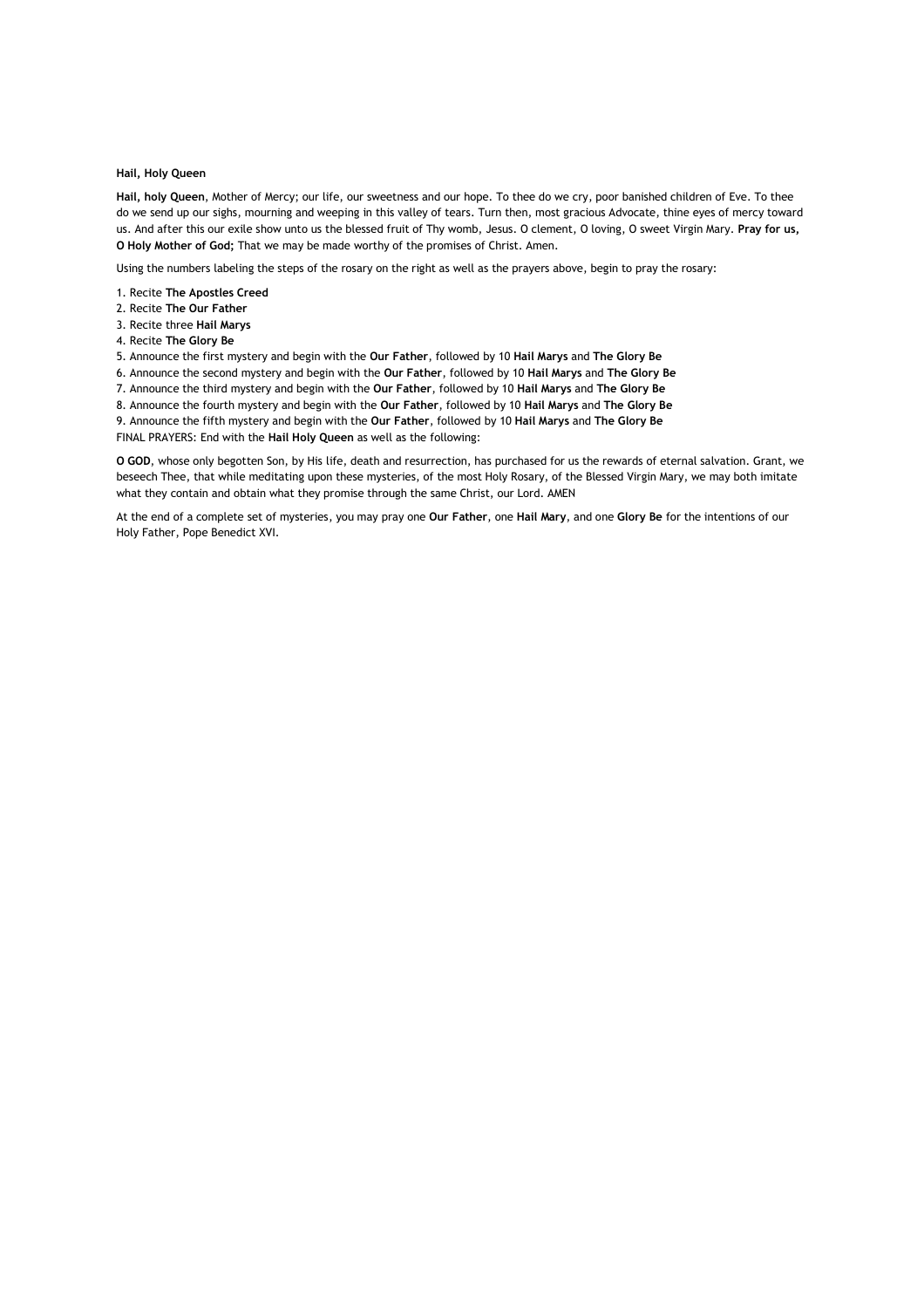**Hail, Holy Queen**

**Hail, holy Queen**, Mother of Mercy; our life, our sweetness and our hope. To thee do we cry, poor banished children of Eve. To thee do we send up our sighs, mourning and weeping in this valley of tears. Turn then, most gracious Advocate, thine eyes of mercy toward us. And after this our exile show unto us the blessed fruit of Thy womb, Jesus. O clement, O loving, O sweet Virgin Mary. **Pray for us, O Holy Mother of God;** That we may be made worthy of the promises of Christ. Amen.

Using the numbers labeling the steps of the rosary on the right as well as the prayers above, begin to pray the rosary:

1. Recite **The Apostles Creed**
2. Recite **The Our Father**
3. Recite three **Hail Marys**
4. Recite **The Glory Be**
5. Announce the first mystery and begin with the **Our Father**, followed by 10 **Hail Marys** and **The Glory Be**
6. Announce the second mystery and begin with the **Our Father**, followed by 10 **Hail Marys** and **The Glory Be**
7. Announce the third mystery and begin with the **Our Father**, followed by 10 **Hail Marys** and **The Glory Be**
8. Announce the fourth mystery and begin with the **Our Father**, followed by 10 **Hail Marys** and **The Glory Be**
9. Announce the fifth mystery and begin with the **Our Father**, followed by 10 **Hail Marys** and **The Glory Be**

FINAL PRAYERS: End with the **Hail Holy Queen** as well as the following:

**O GOD**, whose only begotten Son, by His life, death and resurrection, has purchased for us the rewards of eternal salvation. Grant, we beseech Thee, that while meditating upon these mysteries, of the most Holy Rosary, of the Blessed Virgin Mary, we may both imitate what they contain and obtain what they promise through the same Christ, our Lord. AMEN

At the end of a complete set of mysteries, you may pray one **Our Father**, one **Hail Mary**, and one **Glory Be** for the intentions of our Holy Father, Pope Benedict XVI.